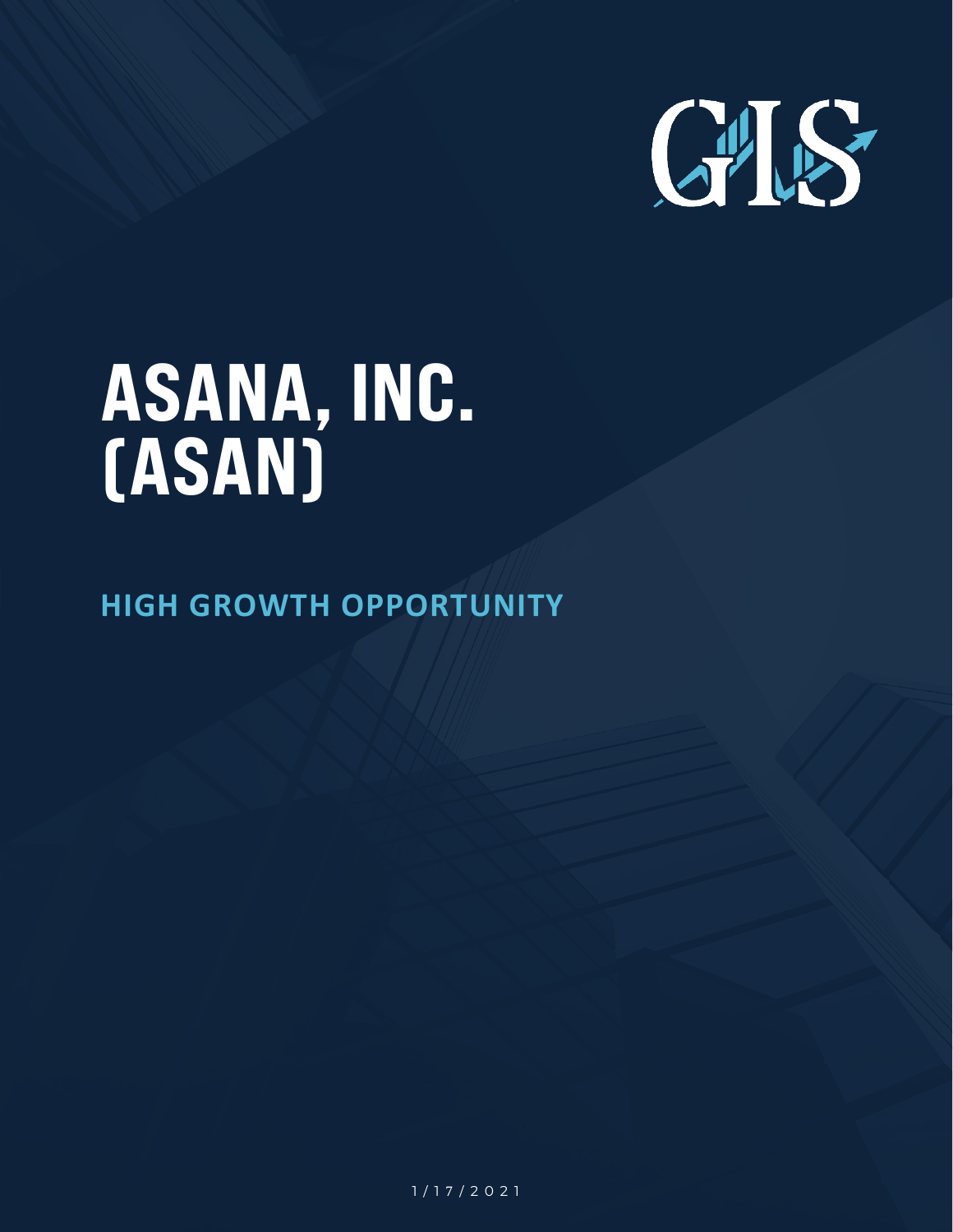# ASANA, INC. (ASAN)

## HIGH GROWTH OPPORTUNITY

1/17/2021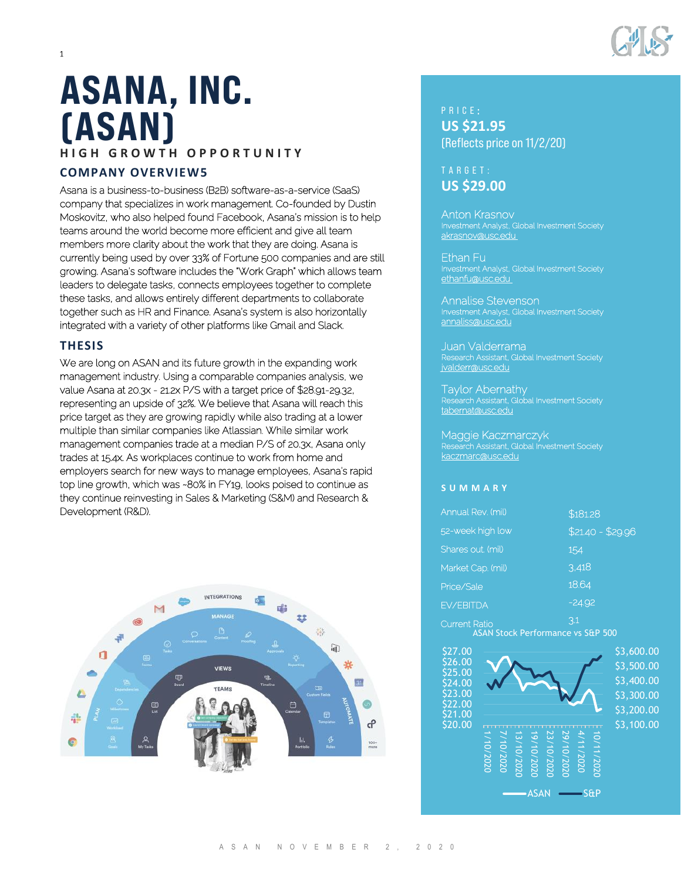# ASANA, INC. (ASAN)

**HIGH GROWTH OPPORTUNITY**

## COMPANY OVERVIEW5

Asana is a business-to-business (B2B) software-as-a-service (SaaS) company that specializes in work management. Co-founded by Dustin Moskovitz, who also helped found Facebook, Asana's mission is to help teams around the world become more efficient and give all team members more clarity about the work that they are doing. Asana is currently being used by over 33% of Fortune 500 companies and are still growing. Asana's software includes the "Work Graph" which allows team leaders to delegate tasks, connects employees together to complete these tasks, and allows entirely different departments to collaborate together such as HR and Finance. Asana's system is also horizontally integrated with a variety of other platforms like Gmail and Slack.

## THESIS

We are long on ASAN and its future growth in the expanding work management industry. Using a comparable companies analysis, we value Asana at 20.3x - 21.2x P/S with a target price of $28.91-29.32, representing an upside of 32%. We believe that Asana will reach this price target as they are growing rapidly while also trading at a lower multiple than similar companies like Atlassian. While similar work management companies trade at a median P/S of 20.3x, Asana only trades at 15.4x. As workplaces continue to work from home and employers search for new ways to manage employees, Asana's rapid top line growth, which was ~80% in FY19, looks poised to continue as they continue reinvesting in Sales & Marketing (S&M) and Research & Development (R&D).

**PRICE:**
**US $21.95**
(Reflects price on 11/2/20)

**TARGET:**
**US $29.00**

Anton Krasnov
Investment Analyst, Global Investment Society
akrasnov@usc.edu

Ethan Fu
Investment Analyst, Global Investment Society
ethanfu@usc.edu

Annalise Stevenson
Investment Analyst, Global Investment Society
annaliss@usc.edu

Juan Valderrama
Research Assistant, Global Investment Society
jvalderr@usc.edu

Taylor Abernathy
Research Assistant, Global Investment Society
tabernat@usc.edu

Maggie Kaczmarczyk
Research Assistant, Global Investment Society
kaczmarc@usc.edu

**SUMMARY**

| | |
|---|---|
| Annual Rev. (mil) | $181.28 |
| 52-week high low | $21.40 - $29.96 |
| Shares out. (mil) | 154 |
| Market Cap. (mil) | 3,418 |
| Price/Sale | 18.64 |
| EV/EBITDA | -24.92 |
| Current Ratio | 3.1 |

ASAN Stock Performance vs S&P 500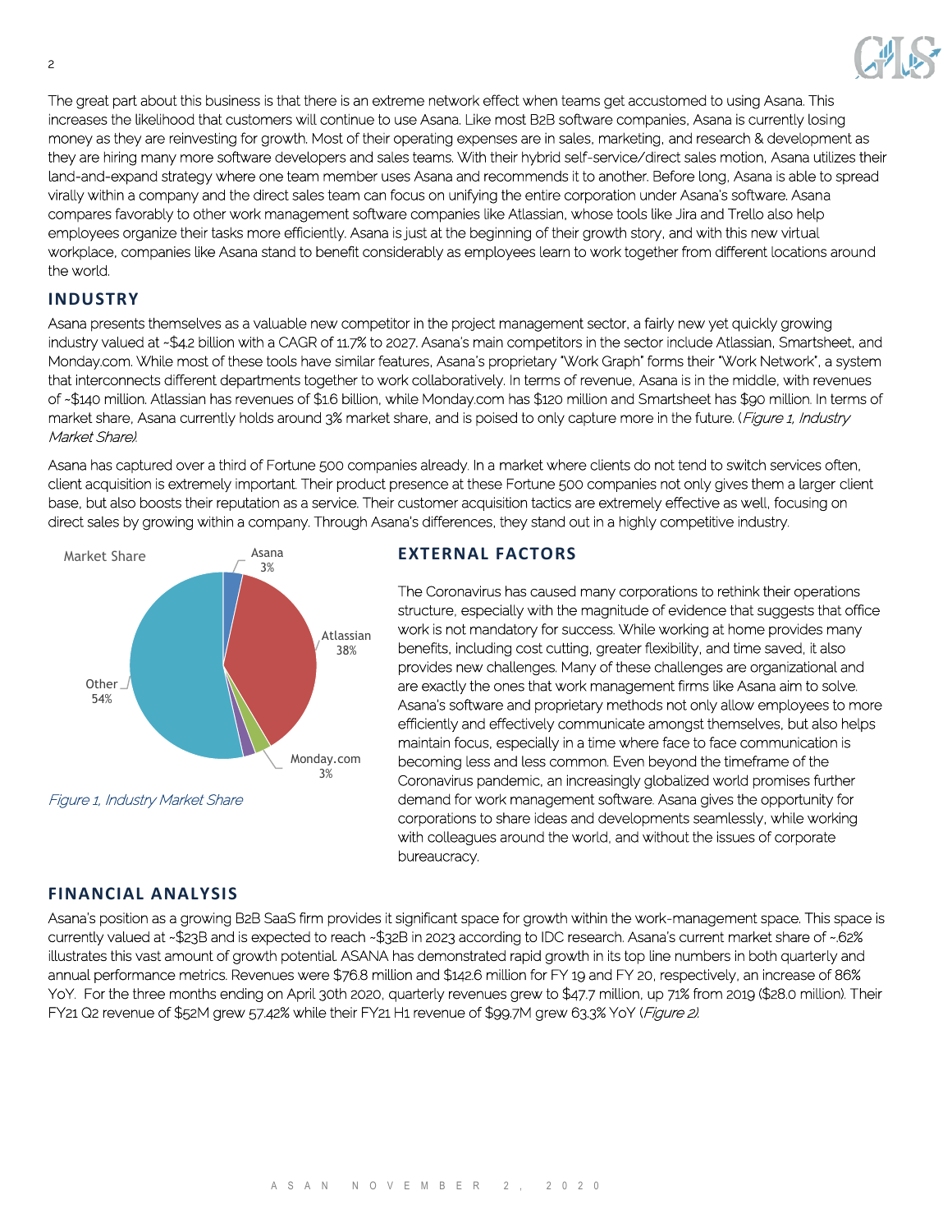The great part about this business is that there is an extreme network effect when teams get accustomed to using Asana. This increases the likelihood that customers will continue to use Asana. Like most B2B software companies, Asana is currently losing money as they are reinvesting for growth. Most of their operating expenses are in sales, marketing, and research & development as they are hiring many more software developers and sales teams. With their hybrid self-service/direct sales motion, Asana utilizes their land-and-expand strategy where one team member uses Asana and recommends it to another. Before long, Asana is able to spread virally within a company and the direct sales team can focus on unifying the entire corporation under Asana's software. Asana compares favorably to other work management software companies like Atlassian, whose tools like Jira and Trello also help employees organize their tasks more efficiently. Asana is just at the beginning of their growth story, and with this new virtual workplace, companies like Asana stand to benefit considerably as employees learn to work together from different locations around the world.

## INDUSTRY

Asana presents themselves as a valuable new competitor in the project management sector, a fairly new yet quickly growing industry valued at ~$4.2 billion with a CAGR of 11.7% to 2027. Asana's main competitors in the sector include Atlassian, Smartsheet, and Monday.com. While most of these tools have similar features, Asana's proprietary "Work Graph" forms their "Work Network", a system that interconnects different departments together to work collaboratively. In terms of revenue, Asana is in the middle, with revenues of ~$140 million. Atlassian has revenues of $1.6 billion, while Monday.com has $120 million and Smartsheet has $90 million. In terms of market share, Asana currently holds around 3% market share, and is poised to only capture more in the future. (*Figure 1, Industry Market Share*)

Asana has captured over a third of Fortune 500 companies already. In a market where clients do not tend to switch services often, client acquisition is extremely important. Their product presence at these Fortune 500 companies not only gives them a larger client base, but also boosts their reputation as a service. Their customer acquisition tactics are extremely effective as well, focusing on direct sales by growing within a company. Through Asana's differences, they stand out in a highly competitive industry.

Market Share

| Company | Share |
| --- | --- |
| Asana | 3% |
| Atlassian | 38% |
| Monday.com | 3% |
| Other | 54% |

*Figure 1, Industry Market Share*

## EXTERNAL FACTORS

The Coronavirus has caused many corporations to rethink their operations structure, especially with the magnitude of evidence that suggests that office work is not mandatory for success. While working at home provides many benefits, including cost cutting, greater flexibility, and time saved, it also provides new challenges. Many of these challenges are organizational and are exactly the ones that work management firms like Asana aim to solve. Asana's software and proprietary methods not only allow employees to more efficiently and effectively communicate amongst themselves, but also helps maintain focus, especially in a time where face to face communication is becoming less and less common. Even beyond the timeframe of the Coronavirus pandemic, an increasingly globalized world promises further demand for work management software. Asana gives the opportunity for corporations to share ideas and developments seamlessly, while working with colleagues around the world, and without the issues of corporate bureaucracy.

## FINANCIAL ANALYSIS

Asana's position as a growing B2B SaaS firm provides it significant space for growth within the work-management space. This space is currently valued at ~$23B and is expected to reach ~$32B in 2023 according to IDC research. Asana's current market share of ~.62% illustrates this vast amount of growth potential. ASANA has demonstrated rapid growth in its top line numbers in both quarterly and annual performance metrics. Revenues were $76.8 million and $142.6 million for FY 19 and FY 20, respectively, an increase of 86% YoY. For the three months ending on April 30th 2020, quarterly revenues grew to $47.7 million, up 71% from 2019 ($28.0 million). Their FY21 Q2 revenue of $52M grew 57.42% while their FY21 H1 revenue of $99.7M grew 63.3% YoY (*Figure 2*).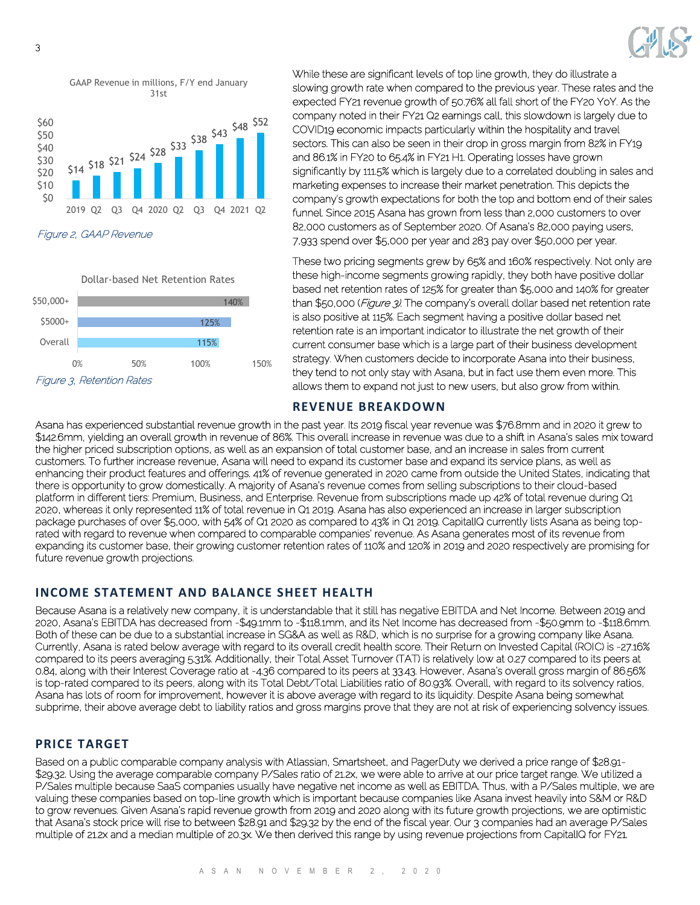GAAP Revenue in millions, F/Y end January 31st

| Period | Revenue |
|---|---|
| 2019 | $14 |
| Q2 | $18 |
| Q3 | $21 |
| Q4 | $24 |
| 2020 | $28 |
| Q2 | $33 |
| Q3 | $38 |
| Q4 | $43 |
| 2021 | $48 |
| Q2 | $52 |

*Figure 2, GAAP Revenue*

Dollar-based Net Retention Rates

| Segment | Rate |
|---|---|
| $50,000+ | 140% |
| $5000+ | 125% |
| Overall | 115% |

*Figure 3, Retention Rates*

While these are significant levels of top line growth, they do illustrate a slowing growth rate when compared to the previous year. These rates and the expected FY21 revenue growth of 50.76% all fall short of the FY20 YoY. As the company noted in their FY21 Q2 earnings call, this slowdown is largely due to COVID19 economic impacts particularly within the hospitality and travel sectors. This can also be seen in their drop in gross margin from 82% in FY19 and 86.1% in FY20 to 65.4% in FY21 H1. Operating losses have grown significantly by 111.5% which is largely due to a correlated doubling in sales and marketing expenses to increase their market penetration. This depicts the company's growth expectations for both the top and bottom end of their sales funnel. Since 2015 Asana has grown from less than 2,000 customers to over 82,000 customers as of September 2020. Of Asana's 82,000 paying users, 7,933 spend over $5,000 per year and 283 pay over $50,000 per year.

These two pricing segments grew by 65% and 160% respectively. Not only are these high-income segments growing rapidly, they both have positive dollar based net retention rates of 125% for greater than $5,000 and 140% for greater than $50,000 (*Figure 3*). The company's overall dollar based net retention rate is also positive at 115%. Each segment having a positive dollar based net retention rate is an important indicator to illustrate the net growth of their current consumer base which is a large part of their business development strategy. When customers decide to incorporate Asana into their business, they tend to not only stay with Asana, but in fact use them even more. This allows them to expand not just to new users, but also grow from within.

## REVENUE BREAKDOWN

Asana has experienced substantial revenue growth in the past year. Its 2019 fiscal year revenue was $76.8mm and in 2020 it grew to $142.6mm, yielding an overall growth in revenue of 86%. This overall increase in revenue was due to a shift in Asana's sales mix toward the higher priced subscription options, as well as an expansion of total customer base, and an increase in sales from current customers. To further increase revenue, Asana will need to expand its customer base and expand its service plans, as well as enhancing their product features and offerings. 41% of revenue generated in 2020 came from outside the United States, indicating that there is opportunity to grow domestically. A majority of Asana's revenue comes from selling subscriptions to their cloud-based platform in different tiers: Premium, Business, and Enterprise. Revenue from subscriptions made up 42% of total revenue during Q1 2020, whereas it only represented 11% of total revenue in Q1 2019. Asana has also experienced an increase in larger subscription package purchases of over $5,000, with 54% of Q1 2020 as compared to 43% in Q1 2019. CapitalIQ currently lists Asana as being top-rated with regard to revenue when compared to comparable companies' revenue. As Asana generates most of its revenue from expanding its customer base, their growing customer retention rates of 110% and 120% in 2019 and 2020 respectively are promising for future revenue growth projections.

## INCOME STATEMENT AND BALANCE SHEET HEALTH

Because Asana is a relatively new company, it is understandable that it still has negative EBITDA and Net Income. Between 2019 and 2020, Asana's EBITDA has decreased from -$49.1mm to -$118.1mm, and its Net Income has decreased from -$50.9mm to -$118.6mm. Both of these can be due to a substantial increase in SG&A as well as R&D, which is no surprise for a growing company like Asana. Currently, Asana is rated below average with regard to its overall credit health score. Their Return on Invested Capital (ROIC) is -27.16% compared to its peers averaging 5.31%. Additionally, their Total Asset Turnover (TAT) is relatively low at 0.27 compared to its peers at 0.84, along with their Interest Coverage ratio at -4.36 compared to its peers at 33.43. However, Asana's overall gross margin of 86.56% is top-rated compared to its peers, along with its Total Debt/Total Liabilities ratio of 80.93%. Overall, with regard to its solvency ratios, Asana has lots of room for improvement, however it is above average with regard to its liquidity. Despite Asana being somewhat subprime, their above average debt to liability ratios and gross margins prove that they are not at risk of experiencing solvency issues.

## PRICE TARGET

Based on a public comparable company analysis with Atlassian, Smartsheet, and PagerDuty we derived a price range of $28.91-$29.32. Using the average comparable company P/Sales ratio of 21.2x, we were able to arrive at our price target range. We utilized a P/Sales multiple because SaaS companies usually have negative net income as well as EBITDA. Thus, with a P/Sales multiple, we are valuing these companies based on top-line growth which is important because companies like Asana invest heavily into S&M or R&D to grow revenues. Given Asana's rapid revenue growth from 2019 and 2020 along with its future growth projections, we are optimistic that Asana's stock price will rise to between $28.91 and $29.32 by the end of the fiscal year. Our 3 companies had an average P/Sales multiple of 21.2x and a median multiple of 20.3x. We then derived this range by using revenue projections from CapitalIQ for FY21.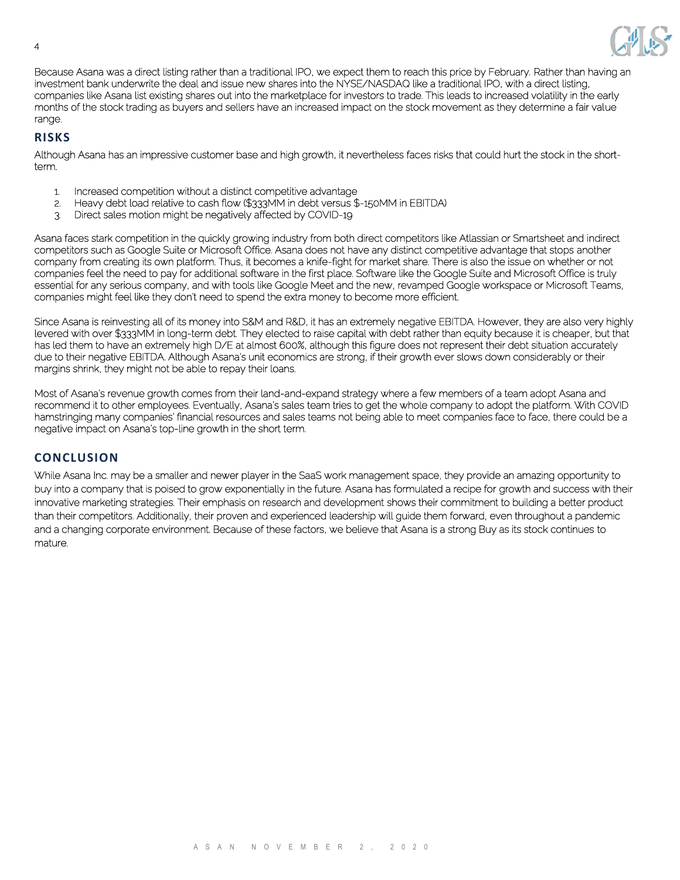Because Asana was a direct listing rather than a traditional IPO, we expect them to reach this price by February. Rather than having an investment bank underwrite the deal and issue new shares into the NYSE/NASDAQ like a traditional IPO, with a direct listing, companies like Asana list existing shares out into the marketplace for investors to trade. This leads to increased volatility in the early months of the stock trading as buyers and sellers have an increased impact on the stock movement as they determine a fair value range.

## RISKS

Although Asana has an impressive customer base and high growth, it nevertheless faces risks that could hurt the stock in the short-term.

1. Increased competition without a distinct competitive advantage
2. Heavy debt load relative to cash flow ($333MM in debt versus $-150MM in EBITDA)
3. Direct sales motion might be negatively affected by COVID-19

Asana faces stark competition in the quickly growing industry from both direct competitors like Atlassian or Smartsheet and indirect competitors such as Google Suite or Microsoft Office. Asana does not have any distinct competitive advantage that stops another company from creating its own platform. Thus, it becomes a knife-fight for market share. There is also the issue on whether or not companies feel the need to pay for additional software in the first place. Software like the Google Suite and Microsoft Office is truly essential for any serious company, and with tools like Google Meet and the new, revamped Google workspace or Microsoft Teams, companies might feel like they don't need to spend the extra money to become more efficient.

Since Asana is reinvesting all of its money into S&M and R&D, it has an extremely negative EBITDA. However, they are also very highly levered with over $333MM in long-term debt. They elected to raise capital with debt rather than equity because it is cheaper, but that has led them to have an extremely high D/E at almost 600%, although this figure does not represent their debt situation accurately due to their negative EBITDA. Although Asana's unit economics are strong, if their growth ever slows down considerably or their margins shrink, they might not be able to repay their loans.

Most of Asana's revenue growth comes from their land-and-expand strategy where a few members of a team adopt Asana and recommend it to other employees. Eventually, Asana's sales team tries to get the whole company to adopt the platform. With COVID hamstringing many companies' financial resources and sales teams not being able to meet companies face to face, there could be a negative impact on Asana's top-line growth in the short term.

## CONCLUSION

While Asana Inc. may be a smaller and newer player in the SaaS work management space, they provide an amazing opportunity to buy into a company that is poised to grow exponentially in the future. Asana has formulated a recipe for growth and success with their innovative marketing strategies. Their emphasis on research and development shows their commitment to building a better product than their competitors. Additionally, their proven and experienced leadership will guide them forward, even throughout a pandemic and a changing corporate environment. Because of these factors, we believe that Asana is a strong Buy as its stock continues to mature.